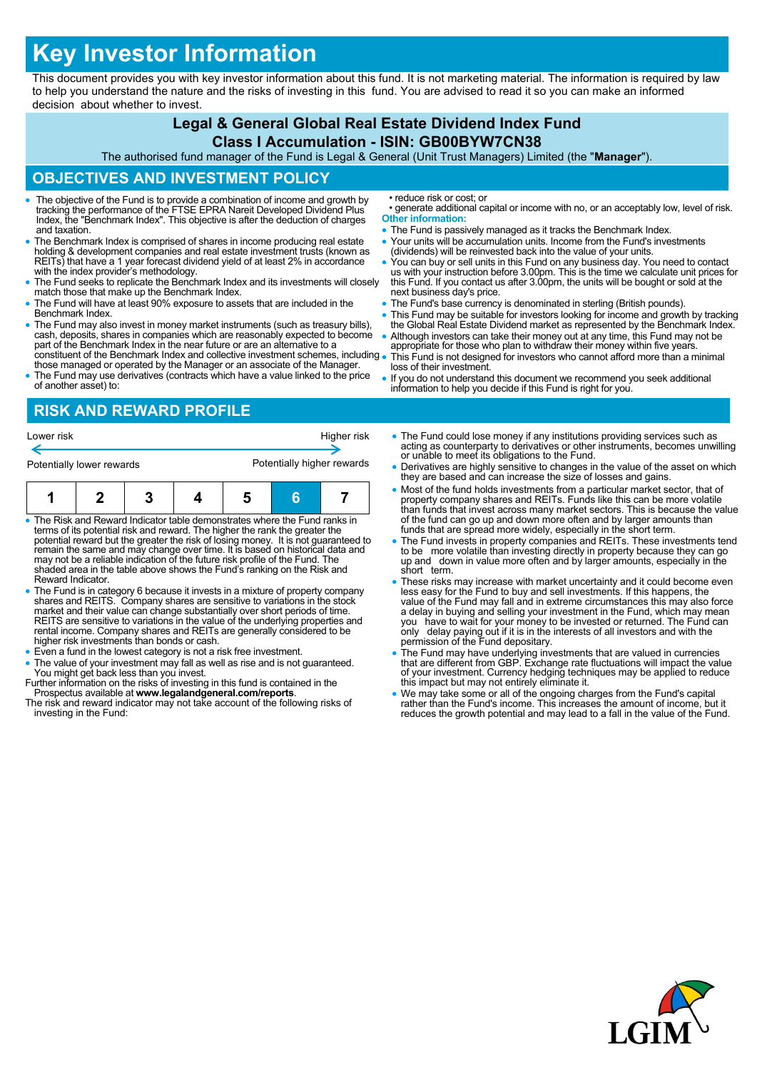// Key Investor Information

This document provides you with key investor information about this fund. It is not marketing material. The information is required by law to help you understand the nature and the risks of investing in this fund. You are advised to read it so you can make an informed decision about whether to invest.

## Legal & General Global Real Estate Dividend Index Fund
## Class I Accumulation - ISIN: GB00BYW7CN38

The authorised fund manager of the Fund is Legal & General (Unit Trust Managers) Limited (the "**Manager**").

## OBJECTIVES AND INVESTMENT POLICY

- The objective of the Fund is to provide a combination of income and growth by tracking the performance of the FTSE EPRA Nareit Developed Dividend Plus Index, the "Benchmark Index". This objective is after the deduction of charges and taxation.
- The Benchmark Index is comprised of shares in income producing real estate holding & development companies and real estate investment trusts (known as REITs) that have a 1 year forecast dividend yield of at least 2% in accordance with the index provider's methodology.
- The Fund seeks to replicate the Benchmark Index and its investments will closely match those that make up the Benchmark Index.
- The Fund will have at least 90% exposure to assets that are included in the Benchmark Index.
- The Fund may also invest in money market instruments (such as treasury bills), cash, deposits, shares in companies which are reasonably expected to become part of the Benchmark Index in the near future or are an alternative to a constituent of the Benchmark Index and collective investment schemes, including those managed or operated by the Manager or an associate of the Manager.
- The Fund may use derivatives (contracts which have a value linked to the price of another asset) to:
  - reduce risk or cost; or
  - generate additional capital or income with no, or an acceptably low, level of risk.

**Other information:**

- The Fund is passively managed as it tracks the Benchmark Index.
- Your units will be accumulation units. Income from the Fund's investments (dividends) will be reinvested back into the value of your units.
- You can buy or sell units in this Fund on any business day. You need to contact us with your instruction before 3.00pm. This is the time we calculate unit prices for this Fund. If you contact us after 3.00pm, the units will be bought or sold at the next business day's price.
- The Fund's base currency is denominated in sterling (British pounds).
- This Fund may be suitable for investors looking for income and growth by tracking the Global Real Estate Dividend market as represented by the Benchmark Index.
- Although investors can take their money out at any time, this Fund may not be appropriate for those who plan to withdraw their money within five years.
- This Fund is not designed for investors who cannot afford more than a minimal loss of their investment.
- If you do not understand this document we recommend you seek additional information to help you decide if this Fund is right for you.

## RISK AND REWARD PROFILE

Lower risk ← → Higher risk

Potentially lower rewards — Potentially higher rewards

| 1 | 2 | 3 | 4 | 5 | **6** | 7 |
|---|---|---|---|---|---|---|

- The Risk and Reward Indicator table demonstrates where the Fund ranks in terms of its potential risk and reward. The higher the rank the greater the potential reward but the greater the risk of losing money. It is not guaranteed to remain the same and may change over time. It is based on historical data and may not be a reliable indication of the future risk profile of the Fund. The shaded area in the table above shows the Fund's ranking on the Risk and Reward Indicator.
- The Fund is in category 6 because it invests in a mixture of property company shares and REITS. Company shares are sensitive to variations in the stock market and their value can change substantially over short periods of time. REITS are sensitive to variations in the value of the underlying properties and rental income. Company shares and REITs are generally considered to be higher risk investments than bonds or cash.
- Even a fund in the lowest category is not a risk free investment.
- The value of your investment may fall as well as rise and is not guaranteed. You might get back less than you invest.

Further information on the risks of investing in this fund is contained in the Prospectus available at **www.legalandgeneral.com/reports**.

The risk and reward indicator may not take account of the following risks of investing in the Fund:

- The Fund could lose money if any institutions providing services such as acting as counterparty to derivatives or other instruments, becomes unwilling or unable to meet its obligations to the Fund.
- Derivatives are highly sensitive to changes in the value of the asset on which they are based and can increase the size of losses and gains.
- Most of the fund holds investments from a particular market sector, that of property company shares and REITs. Funds like this can be more volatile than funds that invest across many market sectors. This is because the value of the fund can go up and down more often and by larger amounts than funds that are spread more widely, especially in the short term.
- The Fund invests in property companies and REITs. These investments tend to be more volatile than investing directly in property because they can go up and down in value more often and by larger amounts, especially in the short term.
- These risks may increase with market uncertainty and it could become even less easy for the Fund to buy and sell investments. If this happens, the value of the Fund may fall and in extreme circumstances this may also force a delay in buying and selling your investment in the Fund, which may mean you have to wait for your money to be invested or returned. The Fund can only delay paying out if it is in the interests of all investors and with the permission of the Fund depositary.
- The Fund may have underlying investments that are valued in currencies that are different from GBP. Exchange rate fluctuations will impact the value of your investment. Currency hedging techniques may be applied to reduce this impact but may not entirely eliminate it.
- We may take some or all of the ongoing charges from the Fund's capital rather than the Fund's income. This increases the amount of income, but it reduces the growth potential and may lead to a fall in the value of the Fund.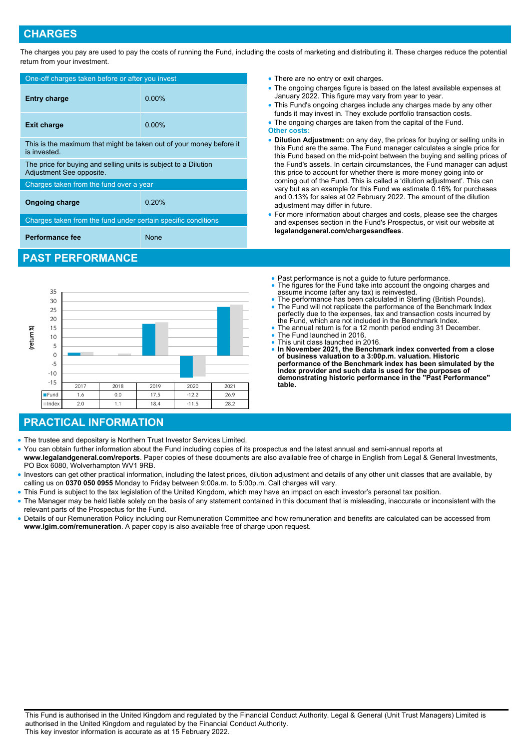## CHARGES

The charges you pay are used to pay the costs of running the Fund, including the costs of marketing and distributing it. These charges reduce the potential return from your investment.

| One-off charges taken before or after you invest | |
|---|---|
| **Entry charge** | 0.00% |
| **Exit charge** | 0.00% |
| This is the maximum that might be taken out of your money before it is invested. | |
| The price for buying and selling units is subject to a Dilution Adjustment See opposite. | |
| **Charges taken from the fund over a year** | |
| **Ongoing charge** | 0.20% |
| **Charges taken from the fund under certain specific conditions** | |
| **Performance fee** | None |

- There are no entry or exit charges.
- The ongoing charges figure is based on the latest available expenses at January 2022. This figure may vary from year to year.
- This Fund's ongoing charges include any charges made by any other funds it may invest in. They exclude portfolio transaction costs.
- The ongoing charges are taken from the capital of the Fund.

**Other costs:**

- **Dilution Adjustment:** on any day, the prices for buying or selling units in this Fund are the same. The Fund manager calculates a single price for this Fund based on the mid-point between the buying and selling prices of the Fund's assets. In certain circumstances, the Fund manager can adjust this price to account for whether there is more money going into or coming out of the Fund. This is called a 'dilution adjustment'. This can vary but as an example for this Fund we estimate 0.16% for purchases and 0.13% for sales at 02 February 2022. The amount of the dilution adjustment may differ in future.
- For more information about charges and costs, please see the charges and expenses section in the Fund's Prospectus, or visit our website at **legalandgeneral.com/chargesandfees**.

## PAST PERFORMANCE

(return %)

35
30
25
20
15
10
5
0
-5
-10
-15

| | 2017 | 2018 | 2019 | 2020 | 2021 |
|---|---|---|---|---|---|
| Fund | 1.6 | 0.0 | 17.5 | -12.2 | 26.9 |
| Index | 2.0 | 1.1 | 18.4 | -11.5 | 28.2 |

- Past performance is not a guide to future performance.
- The figures for the Fund take into account the ongoing charges and assume income (after any tax) is reinvested.
- The performance has been calculated in Sterling (British Pounds).
- The Fund will not replicate the performance of the Benchmark Index perfectly due to the expenses, tax and transaction costs incurred by the Fund, which are not included in the Benchmark Index.
- The annual return is for a 12 month period ending 31 December.
- The Fund launched in 2016.
- This unit class launched in 2016.
- **In November 2021, the Benchmark index converted from a close of business valuation to a 3:00p.m. valuation. Historic performance of the Benchmark index has been simulated by the Index provider and such data is used for the purposes of demonstrating historic performance in the "Past Performance" table.**

## PRACTICAL INFORMATION

- The trustee and depositary is Northern Trust Investor Services Limited.
- You can obtain further information about the Fund including copies of its prospectus and the latest annual and semi-annual reports at **www.legalandgeneral.com/reports**. Paper copies of these documents are also available free of charge in English from Legal & General Investments, PO Box 6080, Wolverhampton WV1 9RB.
- Investors can get other practical information, including the latest prices, dilution adjustment and details of any other unit classes that are available, by calling us on **0370 050 0955** Monday to Friday between 9:00a.m. to 5:00p.m. Call charges will vary.
- This Fund is subject to the tax legislation of the United Kingdom, which may have an impact on each investor's personal tax position.
- The Manager may be held liable solely on the basis of any statement contained in this document that is misleading, inaccurate or inconsistent with the relevant parts of the Prospectus for the Fund.
- Details of our Remuneration Policy including our Remuneration Committee and how remuneration and benefits are calculated can be accessed from **www.lgim.com/remuneration**. A paper copy is also available free of charge upon request.

This Fund is authorised in the United Kingdom and regulated by the Financial Conduct Authority. Legal & General (Unit Trust Managers) Limited is authorised in the United Kingdom and regulated by the Financial Conduct Authority.
This key investor information is accurate as at 15 February 2022.